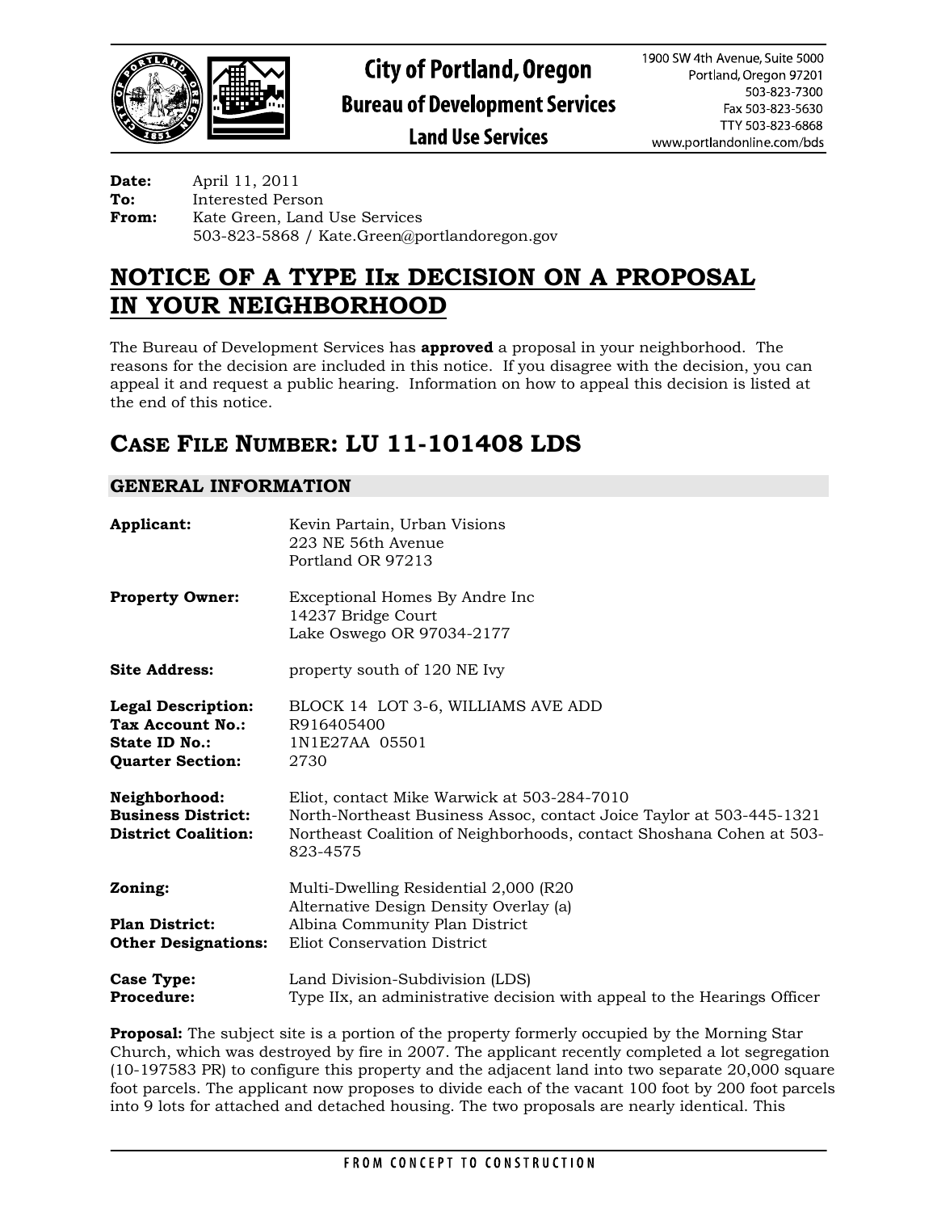**City of Portland, Oregon**
**Bureau of Development Services**
**Land Use Services**

1900 SW 4th Avenue, Suite 5000
Portland, Oregon 97201
503-823-7300
Fax 503-823-5630
TTY 503-823-6868
www.portlandonline.com/bds

**Date:** April 11, 2011
**To:** Interested Person
**From:** Kate Green, Land Use Services
503-823-5868 / Kate.Green@portlandoregon.gov

# NOTICE OF A TYPE IIx DECISION ON A PROPOSAL IN YOUR NEIGHBORHOOD

The Bureau of Development Services has **approved** a proposal in your neighborhood. The reasons for the decision are included in this notice. If you disagree with the decision, you can appeal it and request a public hearing. Information on how to appeal this decision is listed at the end of this notice.

## CASE FILE NUMBER: LU 11-101408 LDS

### GENERAL INFORMATION

**Applicant:** Kevin Partain, Urban Visions
223 NE 56th Avenue
Portland OR 97213

**Property Owner:** Exceptional Homes By Andre Inc
14237 Bridge Court
Lake Oswego OR 97034-2177

**Site Address:** property south of 120 NE Ivy

**Legal Description:** BLOCK 14 LOT 3-6, WILLIAMS AVE ADD
**Tax Account No.:** R916405400
**State ID No.:** 1N1E27AA 05501
**Quarter Section:** 2730

**Neighborhood:** Eliot, contact Mike Warwick at 503-284-7010
**Business District:** North-Northeast Business Assoc, contact Joice Taylor at 503-445-1321
**District Coalition:** Northeast Coalition of Neighborhoods, contact Shoshana Cohen at 503-823-4575

**Zoning:** Multi-Dwelling Residential 2,000 (R20
Alternative Design Density Overlay (a)
**Plan District:** Albina Community Plan District
**Other Designations:** Eliot Conservation District

**Case Type:** Land Division-Subdivision (LDS)
**Procedure:** Type IIx, an administrative decision with appeal to the Hearings Officer

**Proposal:** The subject site is a portion of the property formerly occupied by the Morning Star Church, which was destroyed by fire in 2007. The applicant recently completed a lot segregation (10-197583 PR) to configure this property and the adjacent land into two separate 20,000 square foot parcels. The applicant now proposes to divide each of the vacant 100 foot by 200 foot parcels into 9 lots for attached and detached housing. The two proposals are nearly identical. This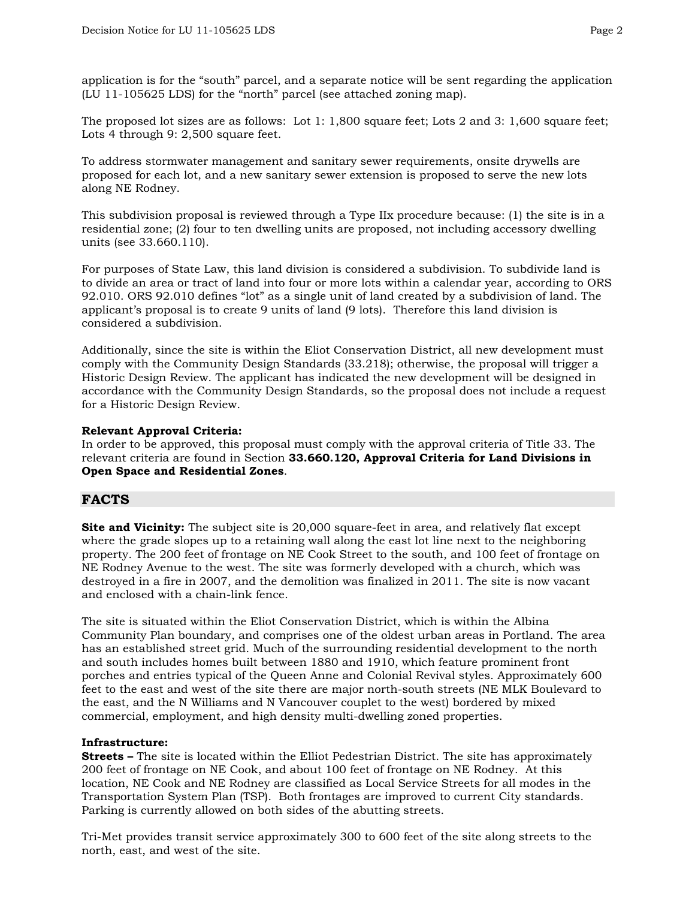application is for the "south" parcel, and a separate notice will be sent regarding the application (LU 11-105625 LDS) for the "north" parcel (see attached zoning map).

The proposed lot sizes are as follows: Lot 1: 1,800 square feet; Lots 2 and 3: 1,600 square feet; Lots 4 through 9: 2,500 square feet.

To address stormwater management and sanitary sewer requirements, onsite drywells are proposed for each lot, and a new sanitary sewer extension is proposed to serve the new lots along NE Rodney.

This subdivision proposal is reviewed through a Type IIx procedure because: (1) the site is in a residential zone; (2) four to ten dwelling units are proposed, not including accessory dwelling units (see 33.660.110).

For purposes of State Law, this land division is considered a subdivision. To subdivide land is to divide an area or tract of land into four or more lots within a calendar year, according to ORS 92.010. ORS 92.010 defines "lot" as a single unit of land created by a subdivision of land. The applicant's proposal is to create 9 units of land (9 lots). Therefore this land division is considered a subdivision.

Additionally, since the site is within the Eliot Conservation District, all new development must comply with the Community Design Standards (33.218); otherwise, the proposal will trigger a Historic Design Review. The applicant has indicated the new development will be designed in accordance with the Community Design Standards, so the proposal does not include a request for a Historic Design Review.

**Relevant Approval Criteria:**
In order to be approved, this proposal must comply with the approval criteria of Title 33. The relevant criteria are found in Section **33.660.120, Approval Criteria for Land Divisions in Open Space and Residential Zones**.

## FACTS

**Site and Vicinity:** The subject site is 20,000 square-feet in area, and relatively flat except where the grade slopes up to a retaining wall along the east lot line next to the neighboring property. The 200 feet of frontage on NE Cook Street to the south, and 100 feet of frontage on NE Rodney Avenue to the west. The site was formerly developed with a church, which was destroyed in a fire in 2007, and the demolition was finalized in 2011. The site is now vacant and enclosed with a chain-link fence.

The site is situated within the Eliot Conservation District, which is within the Albina Community Plan boundary, and comprises one of the oldest urban areas in Portland. The area has an established street grid. Much of the surrounding residential development to the north and south includes homes built between 1880 and 1910, which feature prominent front porches and entries typical of the Queen Anne and Colonial Revival styles. Approximately 600 feet to the east and west of the site there are major north-south streets (NE MLK Boulevard to the east, and the N Williams and N Vancouver couplet to the west) bordered by mixed commercial, employment, and high density multi-dwelling zoned properties.

**Infrastructure:**
**Streets –** The site is located within the Elliot Pedestrian District. The site has approximately 200 feet of frontage on NE Cook, and about 100 feet of frontage on NE Rodney. At this location, NE Cook and NE Rodney are classified as Local Service Streets for all modes in the Transportation System Plan (TSP). Both frontages are improved to current City standards. Parking is currently allowed on both sides of the abutting streets.

Tri-Met provides transit service approximately 300 to 600 feet of the site along streets to the north, east, and west of the site.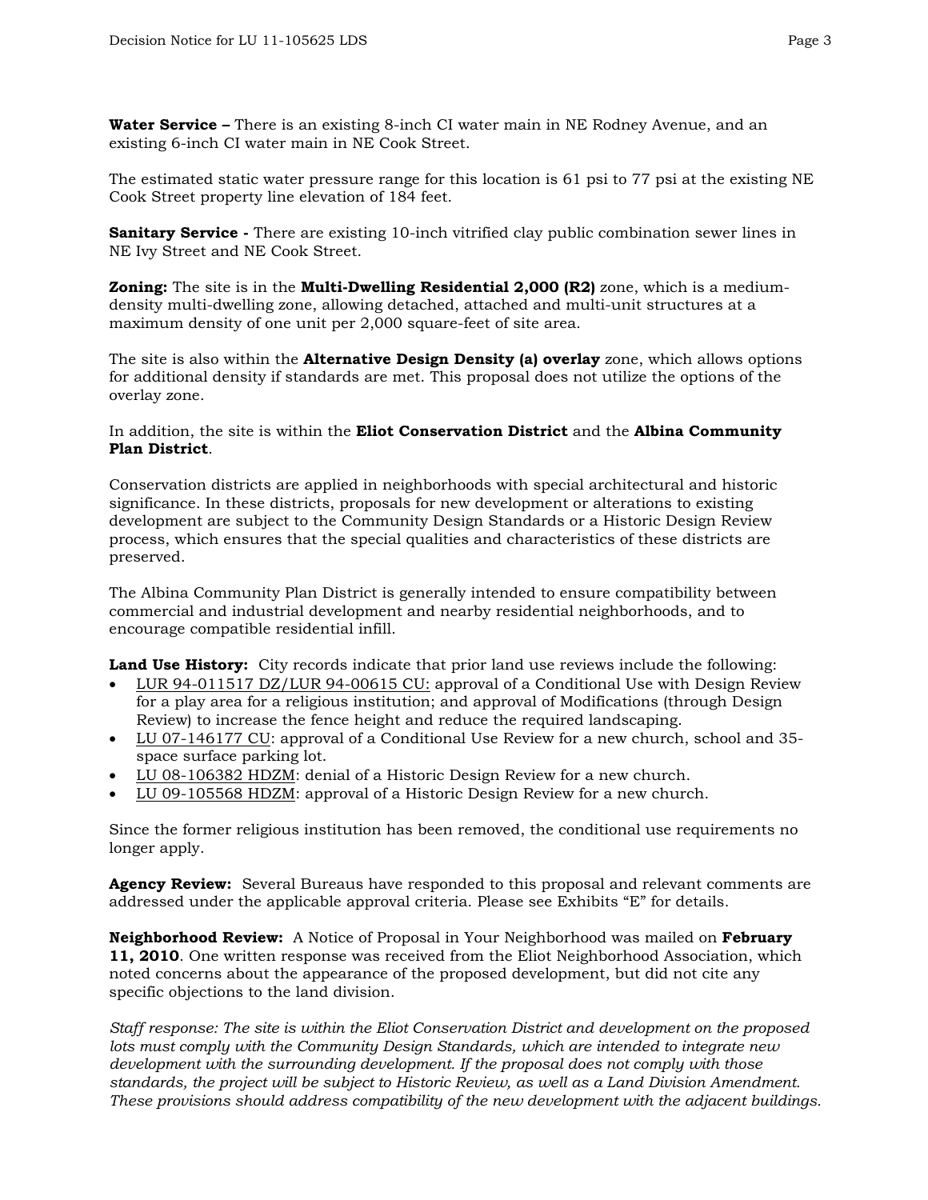**Water Service –** There is an existing 8-inch CI water main in NE Rodney Avenue, and an existing 6-inch CI water main in NE Cook Street.

The estimated static water pressure range for this location is 61 psi to 77 psi at the existing NE Cook Street property line elevation of 184 feet.

**Sanitary Service -** There are existing 10-inch vitrified clay public combination sewer lines in NE Ivy Street and NE Cook Street.

**Zoning:** The site is in the **Multi-Dwelling Residential 2,000 (R2)** zone, which is a medium-density multi-dwelling zone, allowing detached, attached and multi-unit structures at a maximum density of one unit per 2,000 square-feet of site area.

The site is also within the **Alternative Design Density (a) overlay** zone, which allows options for additional density if standards are met. This proposal does not utilize the options of the overlay zone.

In addition, the site is within the **Eliot Conservation District** and the **Albina Community Plan District**.

Conservation districts are applied in neighborhoods with special architectural and historic significance. In these districts, proposals for new development or alterations to existing development are subject to the Community Design Standards or a Historic Design Review process, which ensures that the special qualities and characteristics of these districts are preserved.

The Albina Community Plan District is generally intended to ensure compatibility between commercial and industrial development and nearby residential neighborhoods, and to encourage compatible residential infill.

**Land Use History:** City records indicate that prior land use reviews include the following:

- LUR 94-011517 DZ/LUR 94-00615 CU: approval of a Conditional Use with Design Review for a play area for a religious institution; and approval of Modifications (through Design Review) to increase the fence height and reduce the required landscaping.
- LU 07-146177 CU: approval of a Conditional Use Review for a new church, school and 35-space surface parking lot.
- LU 08-106382 HDZM: denial of a Historic Design Review for a new church.
- LU 09-105568 HDZM: approval of a Historic Design Review for a new church.

Since the former religious institution has been removed, the conditional use requirements no longer apply.

**Agency Review:** Several Bureaus have responded to this proposal and relevant comments are addressed under the applicable approval criteria. Please see Exhibits "E" for details.

**Neighborhood Review:** A Notice of Proposal in Your Neighborhood was mailed on **February 11, 2010**. One written response was received from the Eliot Neighborhood Association, which noted concerns about the appearance of the proposed development, but did not cite any specific objections to the land division.

*Staff response: The site is within the Eliot Conservation District and development on the proposed lots must comply with the Community Design Standards, which are intended to integrate new development with the surrounding development. If the proposal does not comply with those standards, the project will be subject to Historic Review, as well as a Land Division Amendment. These provisions should address compatibility of the new development with the adjacent buildings.*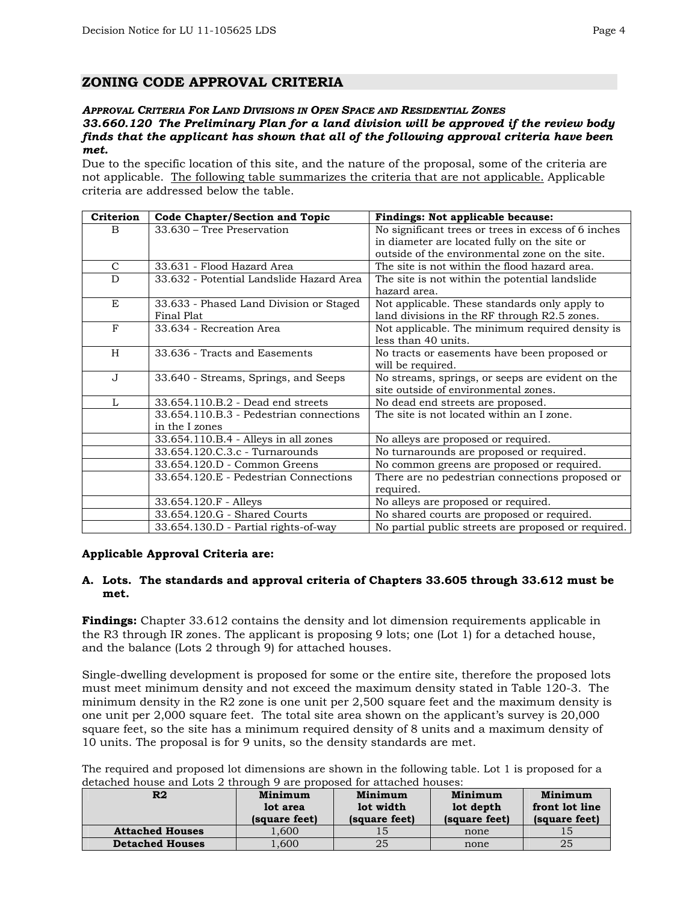## ZONING CODE APPROVAL CRITERIA

***APPROVAL CRITERIA FOR LAND DIVISIONS IN OPEN SPACE AND RESIDENTIAL ZONES***

***33.660.120 The Preliminary Plan for a land division will be approved if the review body finds that the applicant has shown that all of the following approval criteria have been met.***

Due to the specific location of this site, and the nature of the proposal, some of the criteria are not applicable. The following table summarizes the criteria that are not applicable. Applicable criteria are addressed below the table.

| Criterion | Code Chapter/Section and Topic | Findings: Not applicable because: |
|---|---|---|
| B | 33.630 – Tree Preservation | No significant trees or trees in excess of 6 inches in diameter are located fully on the site or outside of the environmental zone on the site. |
| C | 33.631 - Flood Hazard Area | The site is not within the flood hazard area. |
| D | 33.632 - Potential Landslide Hazard Area | The site is not within the potential landslide hazard area. |
| E | 33.633 - Phased Land Division or Staged Final Plat | Not applicable. These standards only apply to land divisions in the RF through R2.5 zones. |
| F | 33.634 - Recreation Area | Not applicable. The minimum required density is less than 40 units. |
| H | 33.636 - Tracts and Easements | No tracts or easements have been proposed or will be required. |
| J | 33.640 - Streams, Springs, and Seeps | No streams, springs, or seeps are evident on the site outside of environmental zones. |
| L | 33.654.110.B.2 - Dead end streets | No dead end streets are proposed. |
| | 33.654.110.B.3 - Pedestrian connections in the I zones | The site is not located within an I zone. |
| | 33.654.110.B.4 - Alleys in all zones | No alleys are proposed or required. |
| | 33.654.120.C.3.c - Turnarounds | No turnarounds are proposed or required. |
| | 33.654.120.D - Common Greens | No common greens are proposed or required. |
| | 33.654.120.E - Pedestrian Connections | There are no pedestrian connections proposed or required. |
| | 33.654.120.F - Alleys | No alleys are proposed or required. |
| | 33.654.120.G - Shared Courts | No shared courts are proposed or required. |
| | 33.654.130.D - Partial rights-of-way | No partial public streets are proposed or required. |

**Applicable Approval Criteria are:**

**A. Lots. The standards and approval criteria of Chapters 33.605 through 33.612 must be met.**

**Findings:** Chapter 33.612 contains the density and lot dimension requirements applicable in the R3 through IR zones. The applicant is proposing 9 lots; one (Lot 1) for a detached house, and the balance (Lots 2 through 9) for attached houses.

Single-dwelling development is proposed for some or the entire site, therefore the proposed lots must meet minimum density and not exceed the maximum density stated in Table 120-3. The minimum density in the R2 zone is one unit per 2,500 square feet and the maximum density is one unit per 2,000 square feet. The total site area shown on the applicant's survey is 20,000 square feet, so the site has a minimum required density of 8 units and a maximum density of 10 units. The proposal is for 9 units, so the density standards are met.

The required and proposed lot dimensions are shown in the following table. Lot 1 is proposed for a detached house and Lots 2 through 9 are proposed for attached houses:

| R2 | Minimum lot area (square feet) | Minimum lot width (square feet) | Minimum lot depth (square feet) | Minimum front lot line (square feet) |
|---|---|---|---|---|
| **Attached Houses** | 1,600 | 15 | none | 15 |
| **Detached Houses** | 1,600 | 25 | none | 25 |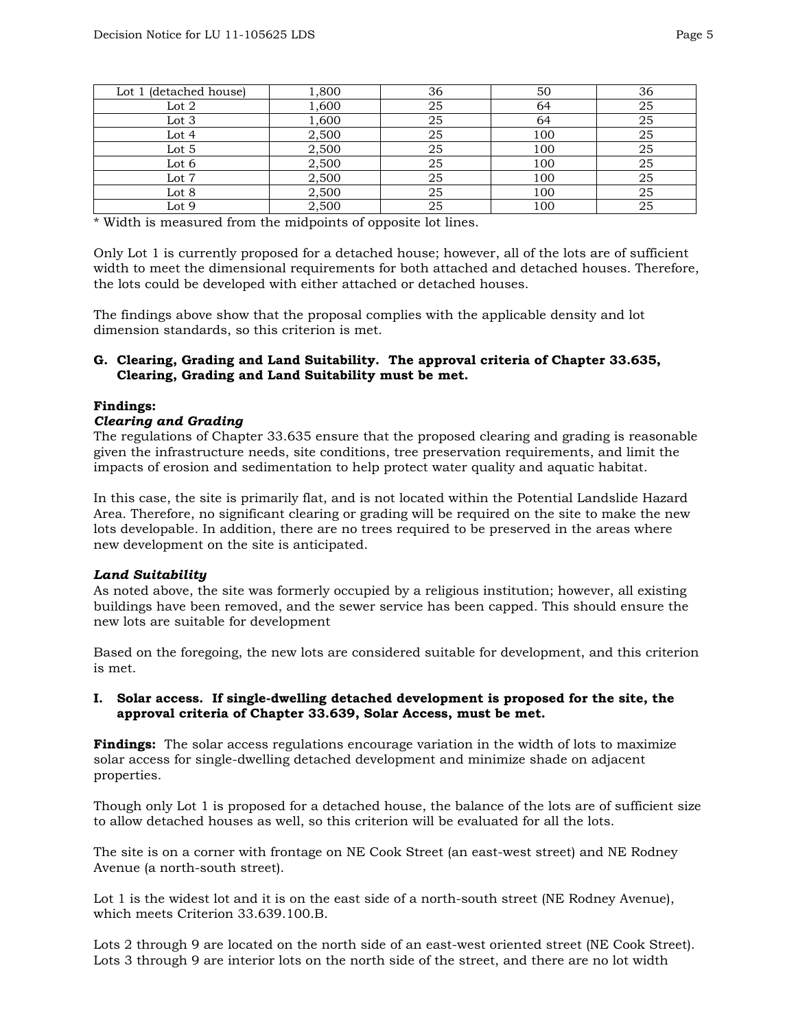| | | | | |
|---|---|---|---|---|
| Lot 1 (detached house) | 1,800 | 36 | 50 | 36 |
| Lot 2 | 1,600 | 25 | 64 | 25 |
| Lot 3 | 1,600 | 25 | 64 | 25 |
| Lot 4 | 2,500 | 25 | 100 | 25 |
| Lot 5 | 2,500 | 25 | 100 | 25 |
| Lot 6 | 2,500 | 25 | 100 | 25 |
| Lot 7 | 2,500 | 25 | 100 | 25 |
| Lot 8 | 2,500 | 25 | 100 | 25 |
| Lot 9 | 2,500 | 25 | 100 | 25 |

* Width is measured from the midpoints of opposite lot lines.

Only Lot 1 is currently proposed for a detached house; however, all of the lots are of sufficient width to meet the dimensional requirements for both attached and detached houses. Therefore, the lots could be developed with either attached or detached houses.

The findings above show that the proposal complies with the applicable density and lot dimension standards, so this criterion is met.

**G. Clearing, Grading and Land Suitability. The approval criteria of Chapter 33.635, Clearing, Grading and Land Suitability must be met.**

**Findings:**

***Clearing and Grading***

The regulations of Chapter 33.635 ensure that the proposed clearing and grading is reasonable given the infrastructure needs, site conditions, tree preservation requirements, and limit the impacts of erosion and sedimentation to help protect water quality and aquatic habitat.

In this case, the site is primarily flat, and is not located within the Potential Landslide Hazard Area. Therefore, no significant clearing or grading will be required on the site to make the new lots developable. In addition, there are no trees required to be preserved in the areas where new development on the site is anticipated.

***Land Suitability***

As noted above, the site was formerly occupied by a religious institution; however, all existing buildings have been removed, and the sewer service has been capped. This should ensure the new lots are suitable for development

Based on the foregoing, the new lots are considered suitable for development, and this criterion is met.

**I. Solar access. If single-dwelling detached development is proposed for the site, the approval criteria of Chapter 33.639, Solar Access, must be met.**

**Findings:** The solar access regulations encourage variation in the width of lots to maximize solar access for single-dwelling detached development and minimize shade on adjacent properties.

Though only Lot 1 is proposed for a detached house, the balance of the lots are of sufficient size to allow detached houses as well, so this criterion will be evaluated for all the lots.

The site is on a corner with frontage on NE Cook Street (an east-west street) and NE Rodney Avenue (a north-south street).

Lot 1 is the widest lot and it is on the east side of a north-south street (NE Rodney Avenue), which meets Criterion 33.639.100.B.

Lots 2 through 9 are located on the north side of an east-west oriented street (NE Cook Street). Lots 3 through 9 are interior lots on the north side of the street, and there are no lot width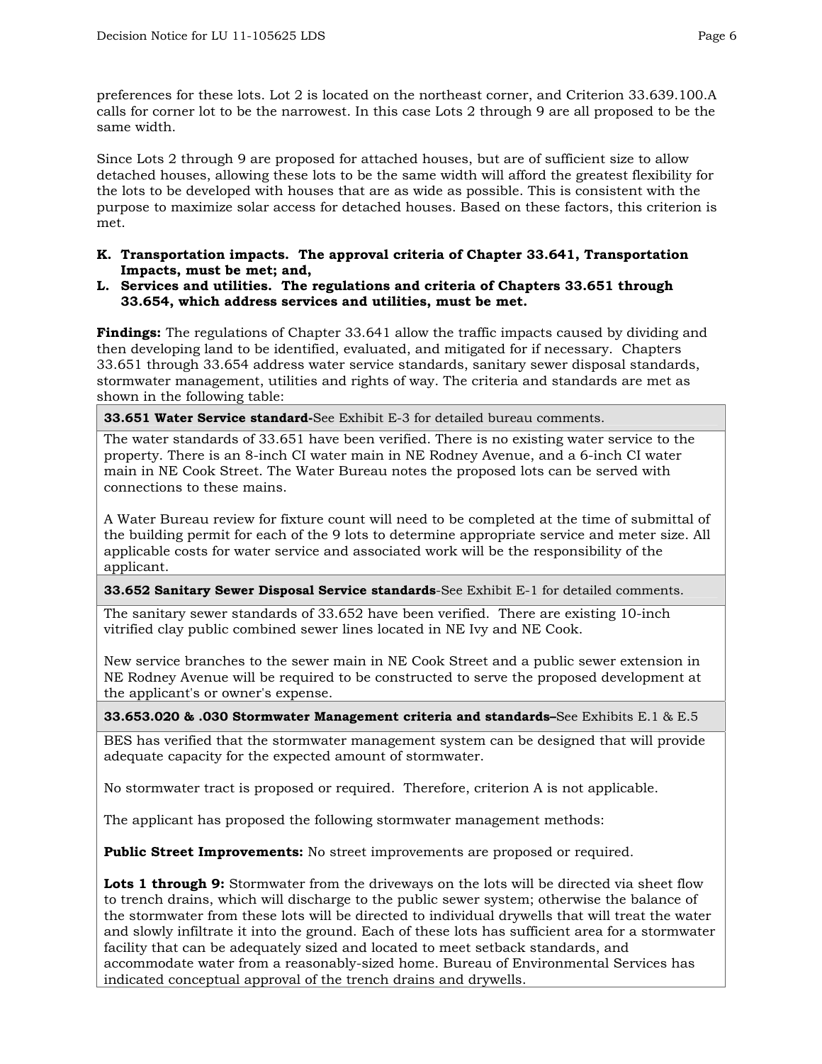preferences for these lots. Lot 2 is located on the northeast corner, and Criterion 33.639.100.A calls for corner lot to be the narrowest. In this case Lots 2 through 9 are all proposed to be the same width.

Since Lots 2 through 9 are proposed for attached houses, but are of sufficient size to allow detached houses, allowing these lots to be the same width will afford the greatest flexibility for the lots to be developed with houses that are as wide as possible. This is consistent with the purpose to maximize solar access for detached houses. Based on these factors, this criterion is met.

**K. Transportation impacts. The approval criteria of Chapter 33.641, Transportation Impacts, must be met; and,**

**L. Services and utilities. The regulations and criteria of Chapters 33.651 through 33.654, which address services and utilities, must be met.**

**Findings:** The regulations of Chapter 33.641 allow the traffic impacts caused by dividing and then developing land to be identified, evaluated, and mitigated for if necessary. Chapters 33.651 through 33.654 address water service standards, sanitary sewer disposal standards, stormwater management, utilities and rights of way. The criteria and standards are met as shown in the following table:

| **33.651 Water Service standard-**See Exhibit E-3 for detailed bureau comments. |
|---|
| The water standards of 33.651 have been verified. There is no existing water service to the property. There is an 8-inch CI water main in NE Rodney Avenue, and a 6-inch CI water main in NE Cook Street. The Water Bureau notes the proposed lots can be served with connections to these mains.<br><br>A Water Bureau review for fixture count will need to be completed at the time of submittal of the building permit for each of the 9 lots to determine appropriate service and meter size. All applicable costs for water service and associated work will be the responsibility of the applicant. |
| **33.652 Sanitary Sewer Disposal Service standards**-See Exhibit E-1 for detailed comments. |
| The sanitary sewer standards of 33.652 have been verified. There are existing 10-inch vitrified clay public combined sewer lines located in NE Ivy and NE Cook.<br><br>New service branches to the sewer main in NE Cook Street and a public sewer extension in NE Rodney Avenue will be required to be constructed to serve the proposed development at the applicant's or owner's expense. |
| **33.653.020 & .030 Stormwater Management criteria and standards–**See Exhibits E.1 & E.5 |
| BES has verified that the stormwater management system can be designed that will provide adequate capacity for the expected amount of stormwater.<br><br>No stormwater tract is proposed or required. Therefore, criterion A is not applicable.<br><br>The applicant has proposed the following stormwater management methods:<br><br>**Public Street Improvements:** No street improvements are proposed or required.<br><br>**Lots 1 through 9:** Stormwater from the driveways on the lots will be directed via sheet flow to trench drains, which will discharge to the public sewer system; otherwise the balance of the stormwater from these lots will be directed to individual drywells that will treat the water and slowly infiltrate it into the ground. Each of these lots has sufficient area for a stormwater facility that can be adequately sized and located to meet setback standards, and accommodate water from a reasonably-sized home. Bureau of Environmental Services has indicated conceptual approval of the trench drains and drywells. |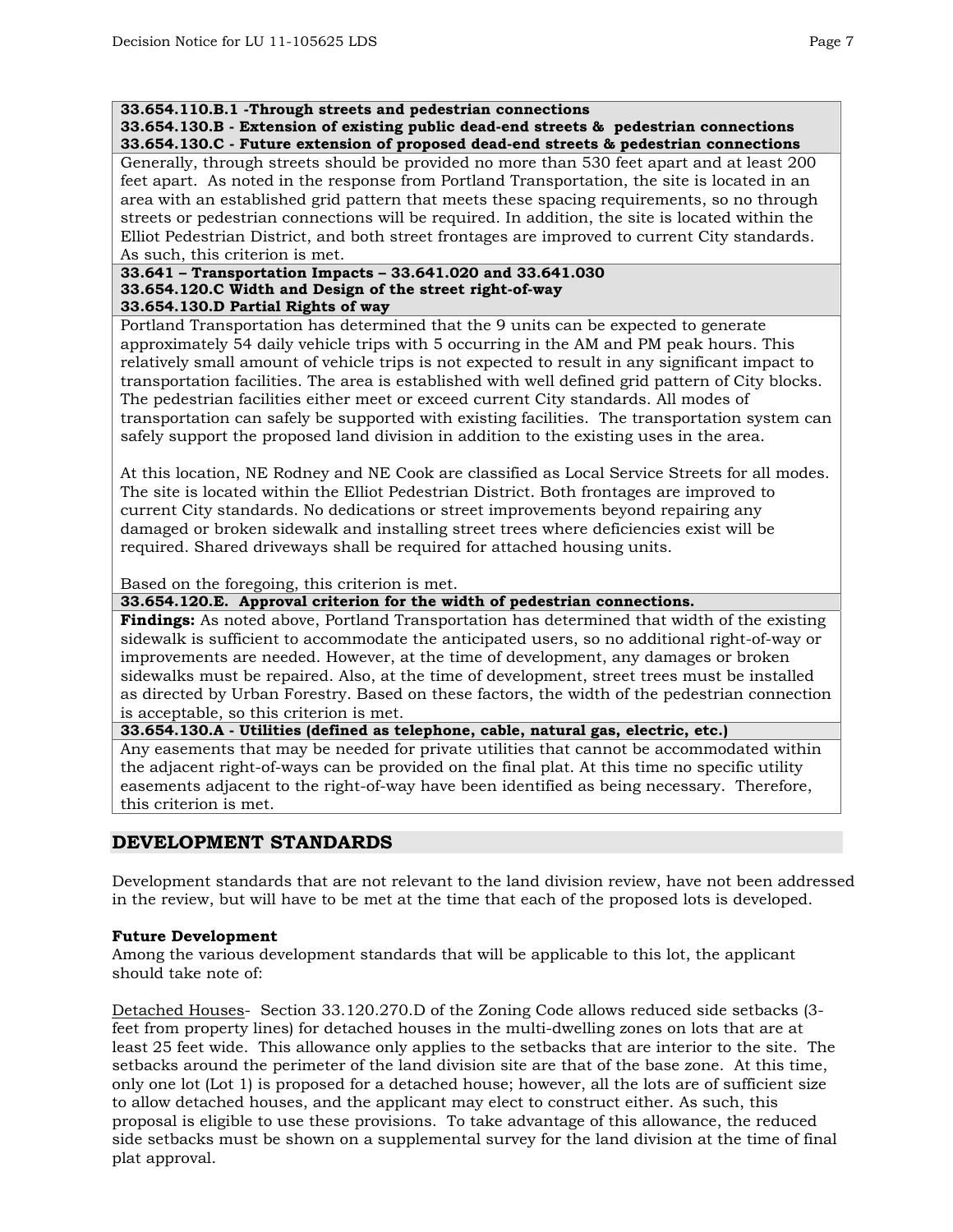| **33.654.110.B.1 -Through streets and pedestrian connections**<br>**33.654.130.B - Extension of existing public dead-end streets & pedestrian connections**<br>**33.654.130.C - Future extension of proposed dead-end streets & pedestrian connections** |
|---|
| Generally, through streets should be provided no more than 530 feet apart and at least 200 feet apart. As noted in the response from Portland Transportation, the site is located in an area with an established grid pattern that meets these spacing requirements, so no through streets or pedestrian connections will be required. In addition, the site is located within the Elliot Pedestrian District, and both street frontages are improved to current City standards. As such, this criterion is met. |
| **33.641 – Transportation Impacts – 33.641.020 and 33.641.030**<br>**33.654.120.C Width and Design of the street right-of-way**<br>**33.654.130.D Partial Rights of way** |
| Portland Transportation has determined that the 9 units can be expected to generate approximately 54 daily vehicle trips with 5 occurring in the AM and PM peak hours. This relatively small amount of vehicle trips is not expected to result in any significant impact to transportation facilities. The area is established with well defined grid pattern of City blocks. The pedestrian facilities either meet or exceed current City standards. All modes of transportation can safely be supported with existing facilities. The transportation system can safely support the proposed land division in addition to the existing uses in the area.<br><br>At this location, NE Rodney and NE Cook are classified as Local Service Streets for all modes. The site is located within the Elliot Pedestrian District. Both frontages are improved to current City standards. No dedications or street improvements beyond repairing any damaged or broken sidewalk and installing street trees where deficiencies exist will be required. Shared driveways shall be required for attached housing units.<br><br>Based on the foregoing, this criterion is met. |
| **33.654.120.E. Approval criterion for the width of pedestrian connections.** |
| **Findings:** As noted above, Portland Transportation has determined that width of the existing sidewalk is sufficient to accommodate the anticipated users, so no additional right-of-way or improvements are needed. However, at the time of development, any damages or broken sidewalks must be repaired. Also, at the time of development, street trees must be installed as directed by Urban Forestry. Based on these factors, the width of the pedestrian connection is acceptable, so this criterion is met. |
| **33.654.130.A - Utilities (defined as telephone, cable, natural gas, electric, etc.)** |
| Any easements that may be needed for private utilities that cannot be accommodated within the adjacent right-of-ways can be provided on the final plat. At this time no specific utility easements adjacent to the right-of-way have been identified as being necessary. Therefore, this criterion is met. |

## DEVELOPMENT STANDARDS

Development standards that are not relevant to the land division review, have not been addressed in the review, but will have to be met at the time that each of the proposed lots is developed.

**Future Development**

Among the various development standards that will be applicable to this lot, the applicant should take note of:

Detached Houses- Section 33.120.270.D of the Zoning Code allows reduced side setbacks (3-feet from property lines) for detached houses in the multi-dwelling zones on lots that are at least 25 feet wide. This allowance only applies to the setbacks that are interior to the site. The setbacks around the perimeter of the land division site are that of the base zone. At this time, only one lot (Lot 1) is proposed for a detached house; however, all the lots are of sufficient size to allow detached houses, and the applicant may elect to construct either. As such, this proposal is eligible to use these provisions. To take advantage of this allowance, the reduced side setbacks must be shown on a supplemental survey for the land division at the time of final plat approval.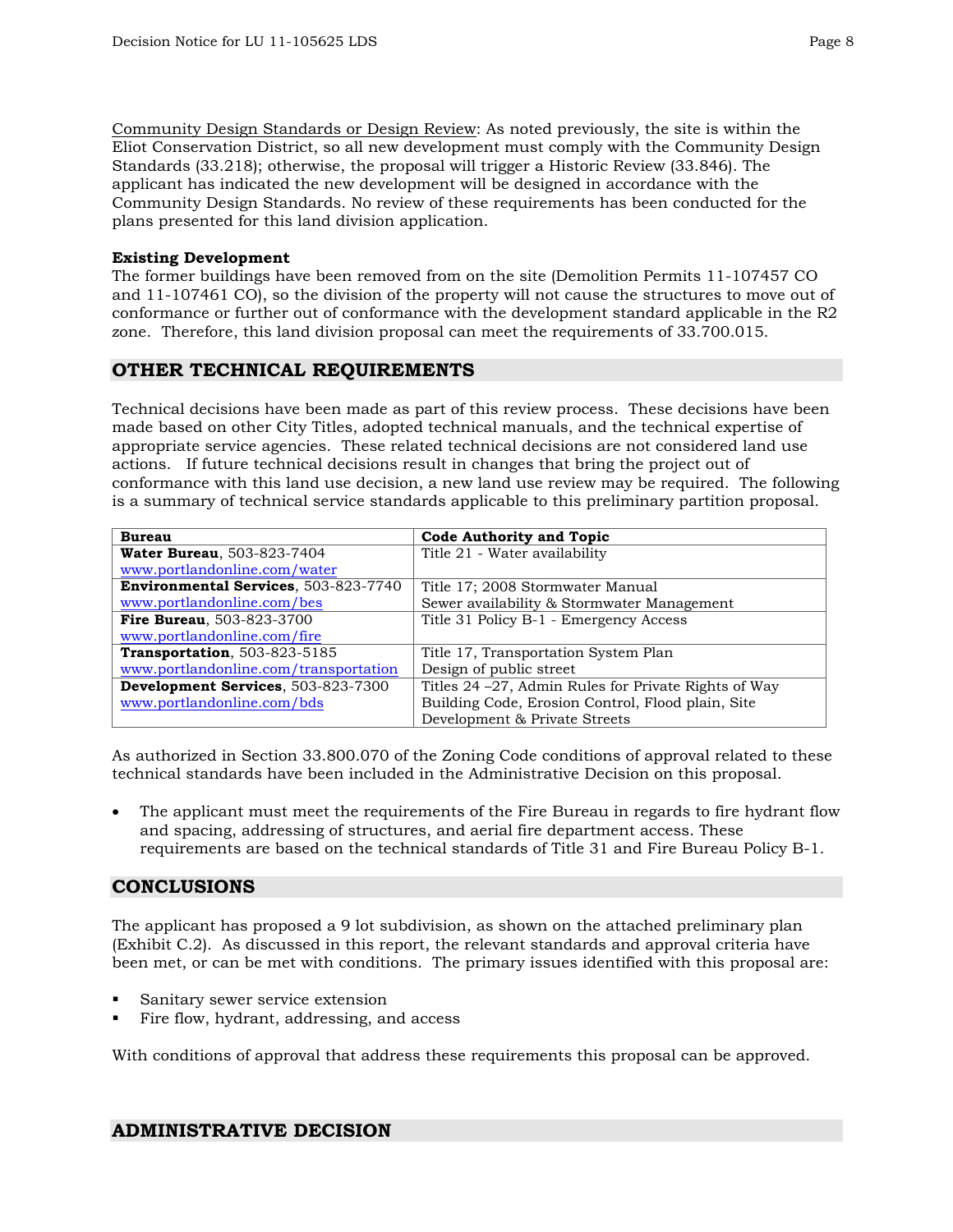Community Design Standards or Design Review: As noted previously, the site is within the Eliot Conservation District, so all new development must comply with the Community Design Standards (33.218); otherwise, the proposal will trigger a Historic Review (33.846). The applicant has indicated the new development will be designed in accordance with the Community Design Standards. No review of these requirements has been conducted for the plans presented for this land division application.

**Existing Development**

The former buildings have been removed from on the site (Demolition Permits 11-107457 CO and 11-107461 CO), so the division of the property will not cause the structures to move out of conformance or further out of conformance with the development standard applicable in the R2 zone. Therefore, this land division proposal can meet the requirements of 33.700.015.

## OTHER TECHNICAL REQUIREMENTS

Technical decisions have been made as part of this review process. These decisions have been made based on other City Titles, adopted technical manuals, and the technical expertise of appropriate service agencies. These related technical decisions are not considered land use actions. If future technical decisions result in changes that bring the project out of conformance with this land use decision, a new land use review may be required. The following is a summary of technical service standards applicable to this preliminary partition proposal.

| Bureau | Code Authority and Topic |
|---|---|
| **Water Bureau**, 503-823-7404 www.portlandonline.com/water | Title 21 - Water availability |
| **Environmental Services**, 503-823-7740 www.portlandonline.com/bes | Title 17; 2008 Stormwater Manual Sewer availability & Stormwater Management |
| **Fire Bureau**, 503-823-3700 www.portlandonline.com/fire | Title 31 Policy B-1 - Emergency Access |
| **Transportation**, 503-823-5185 www.portlandonline.com/transportation | Title 17, Transportation System Plan Design of public street |
| **Development Services**, 503-823-7300 www.portlandonline.com/bds | Titles 24 –27, Admin Rules for Private Rights of Way Building Code, Erosion Control, Flood plain, Site Development & Private Streets |

As authorized in Section 33.800.070 of the Zoning Code conditions of approval related to these technical standards have been included in the Administrative Decision on this proposal.

- The applicant must meet the requirements of the Fire Bureau in regards to fire hydrant flow and spacing, addressing of structures, and aerial fire department access. These requirements are based on the technical standards of Title 31 and Fire Bureau Policy B-1.

## CONCLUSIONS

The applicant has proposed a 9 lot subdivision, as shown on the attached preliminary plan (Exhibit C.2). As discussed in this report, the relevant standards and approval criteria have been met, or can be met with conditions. The primary issues identified with this proposal are:

- Sanitary sewer service extension
- Fire flow, hydrant, addressing, and access

With conditions of approval that address these requirements this proposal can be approved.

## ADMINISTRATIVE DECISION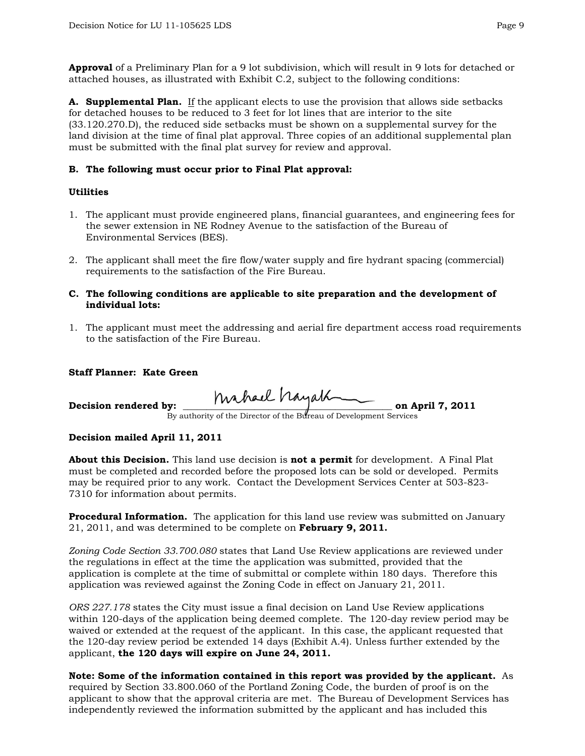**Approval** of a Preliminary Plan for a 9 lot subdivision, which will result in 9 lots for detached or attached houses, as illustrated with Exhibit C.2, subject to the following conditions:

**A. Supplemental Plan.** If the applicant elects to use the provision that allows side setbacks for detached houses to be reduced to 3 feet for lot lines that are interior to the site (33.120.270.D), the reduced side setbacks must be shown on a supplemental survey for the land division at the time of final plat approval. Three copies of an additional supplemental plan must be submitted with the final plat survey for review and approval.

**B. The following must occur prior to Final Plat approval:**

**Utilities**

1. The applicant must provide engineered plans, financial guarantees, and engineering fees for the sewer extension in NE Rodney Avenue to the satisfaction of the Bureau of Environmental Services (BES).

2. The applicant shall meet the fire flow/water supply and fire hydrant spacing (commercial) requirements to the satisfaction of the Fire Bureau.

**C. The following conditions are applicable to site preparation and the development of individual lots:**

1. The applicant must meet the addressing and aerial fire department access road requirements to the satisfaction of the Fire Bureau.

**Staff Planner: Kate Green**

**Decision rendered by:** ______Michael Hayakawa______ **on April 7, 2011**
By authority of the Director of the Bureau of Development Services

**Decision mailed April 11, 2011**

**About this Decision.** This land use decision is **not a permit** for development. A Final Plat must be completed and recorded before the proposed lots can be sold or developed. Permits may be required prior to any work. Contact the Development Services Center at 503-823-7310 for information about permits.

**Procedural Information.** The application for this land use review was submitted on January 21, 2011, and was determined to be complete on **February 9, 2011.**

*Zoning Code Section 33.700.080* states that Land Use Review applications are reviewed under the regulations in effect at the time the application was submitted, provided that the application is complete at the time of submittal or complete within 180 days. Therefore this application was reviewed against the Zoning Code in effect on January 21, 2011.

*ORS 227.178* states the City must issue a final decision on Land Use Review applications within 120-days of the application being deemed complete. The 120-day review period may be waived or extended at the request of the applicant. In this case, the applicant requested that the 120-day review period be extended 14 days (Exhibit A.4). Unless further extended by the applicant, **the 120 days will expire on June 24, 2011.**

**Note: Some of the information contained in this report was provided by the applicant.** As required by Section 33.800.060 of the Portland Zoning Code, the burden of proof is on the applicant to show that the approval criteria are met. The Bureau of Development Services has independently reviewed the information submitted by the applicant and has included this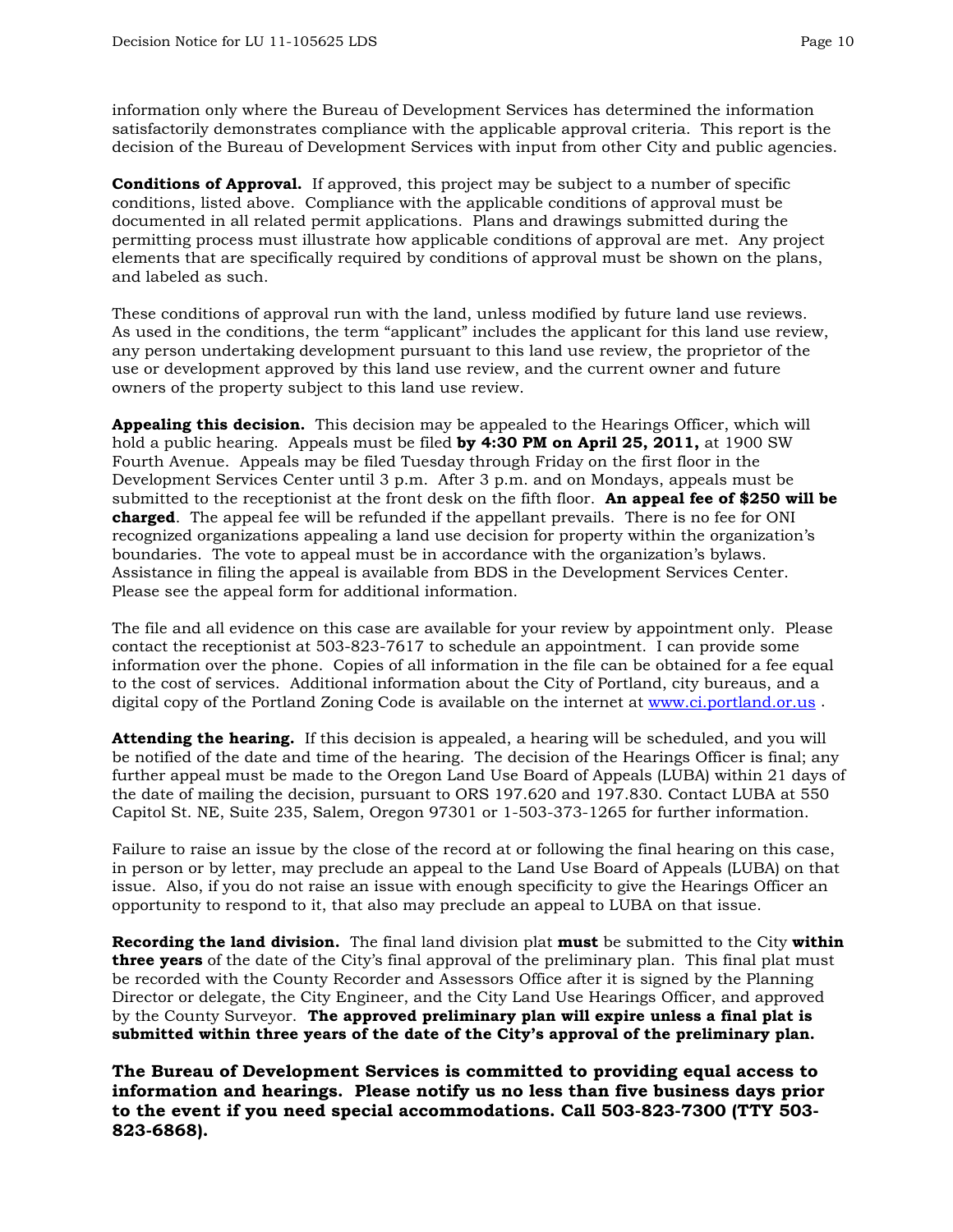information only where the Bureau of Development Services has determined the information satisfactorily demonstrates compliance with the applicable approval criteria. This report is the decision of the Bureau of Development Services with input from other City and public agencies.

**Conditions of Approval.** If approved, this project may be subject to a number of specific conditions, listed above. Compliance with the applicable conditions of approval must be documented in all related permit applications. Plans and drawings submitted during the permitting process must illustrate how applicable conditions of approval are met. Any project elements that are specifically required by conditions of approval must be shown on the plans, and labeled as such.

These conditions of approval run with the land, unless modified by future land use reviews. As used in the conditions, the term "applicant" includes the applicant for this land use review, any person undertaking development pursuant to this land use review, the proprietor of the use or development approved by this land use review, and the current owner and future owners of the property subject to this land use review.

**Appealing this decision.** This decision may be appealed to the Hearings Officer, which will hold a public hearing. Appeals must be filed **by 4:30 PM on April 25, 2011,** at 1900 SW Fourth Avenue. Appeals may be filed Tuesday through Friday on the first floor in the Development Services Center until 3 p.m. After 3 p.m. and on Mondays, appeals must be submitted to the receptionist at the front desk on the fifth floor. **An appeal fee of $250 will be charged**. The appeal fee will be refunded if the appellant prevails. There is no fee for ONI recognized organizations appealing a land use decision for property within the organization's boundaries. The vote to appeal must be in accordance with the organization's bylaws. Assistance in filing the appeal is available from BDS in the Development Services Center. Please see the appeal form for additional information.

The file and all evidence on this case are available for your review by appointment only. Please contact the receptionist at 503-823-7617 to schedule an appointment. I can provide some information over the phone. Copies of all information in the file can be obtained for a fee equal to the cost of services. Additional information about the City of Portland, city bureaus, and a digital copy of the Portland Zoning Code is available on the internet at www.ci.portland.or.us .

**Attending the hearing.** If this decision is appealed, a hearing will be scheduled, and you will be notified of the date and time of the hearing. The decision of the Hearings Officer is final; any further appeal must be made to the Oregon Land Use Board of Appeals (LUBA) within 21 days of the date of mailing the decision, pursuant to ORS 197.620 and 197.830. Contact LUBA at 550 Capitol St. NE, Suite 235, Salem, Oregon 97301 or 1-503-373-1265 for further information.

Failure to raise an issue by the close of the record at or following the final hearing on this case, in person or by letter, may preclude an appeal to the Land Use Board of Appeals (LUBA) on that issue. Also, if you do not raise an issue with enough specificity to give the Hearings Officer an opportunity to respond to it, that also may preclude an appeal to LUBA on that issue.

**Recording the land division.** The final land division plat **must** be submitted to the City **within three years** of the date of the City's final approval of the preliminary plan. This final plat must be recorded with the County Recorder and Assessors Office after it is signed by the Planning Director or delegate, the City Engineer, and the City Land Use Hearings Officer, and approved by the County Surveyor. **The approved preliminary plan will expire unless a final plat is submitted within three years of the date of the City's approval of the preliminary plan.**

**The Bureau of Development Services is committed to providing equal access to information and hearings. Please notify us no less than five business days prior to the event if you need special accommodations. Call 503-823-7300 (TTY 503-823-6868).**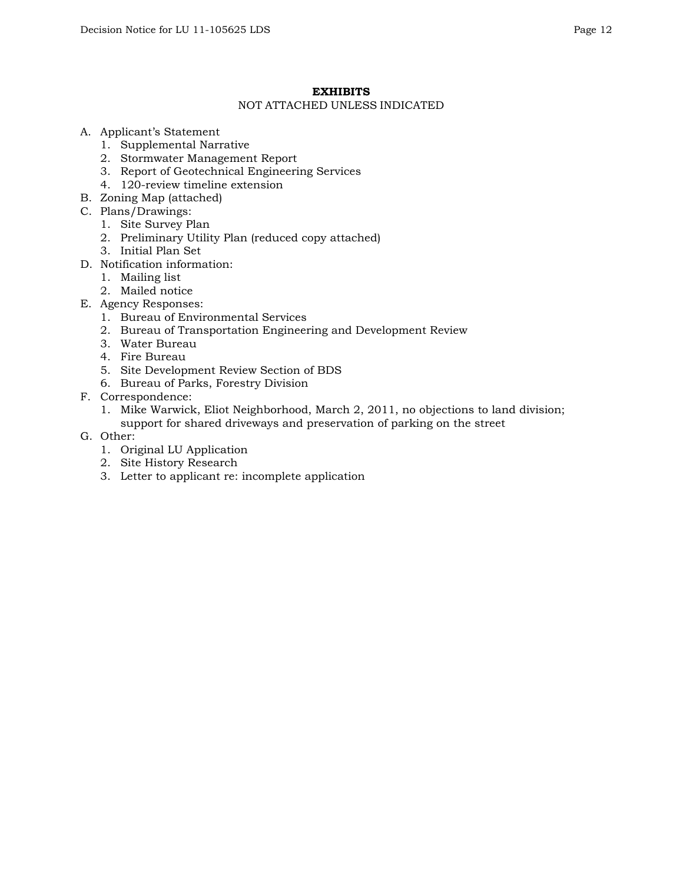## EXHIBITS

NOT ATTACHED UNLESS INDICATED

A. Applicant's Statement
   1. Supplemental Narrative
   2. Stormwater Management Report
   3. Report of Geotechnical Engineering Services
   4. 120-review timeline extension
B. Zoning Map (attached)
C. Plans/Drawings:
   1. Site Survey Plan
   2. Preliminary Utility Plan (reduced copy attached)
   3. Initial Plan Set
D. Notification information:
   1. Mailing list
   2. Mailed notice
E. Agency Responses:
   1. Bureau of Environmental Services
   2. Bureau of Transportation Engineering and Development Review
   3. Water Bureau
   4. Fire Bureau
   5. Site Development Review Section of BDS
   6. Bureau of Parks, Forestry Division
F. Correspondence:
   1. Mike Warwick, Eliot Neighborhood, March 2, 2011, no objections to land division; support for shared driveways and preservation of parking on the street
G. Other:
   1. Original LU Application
   2. Site History Research
   3. Letter to applicant re: incomplete application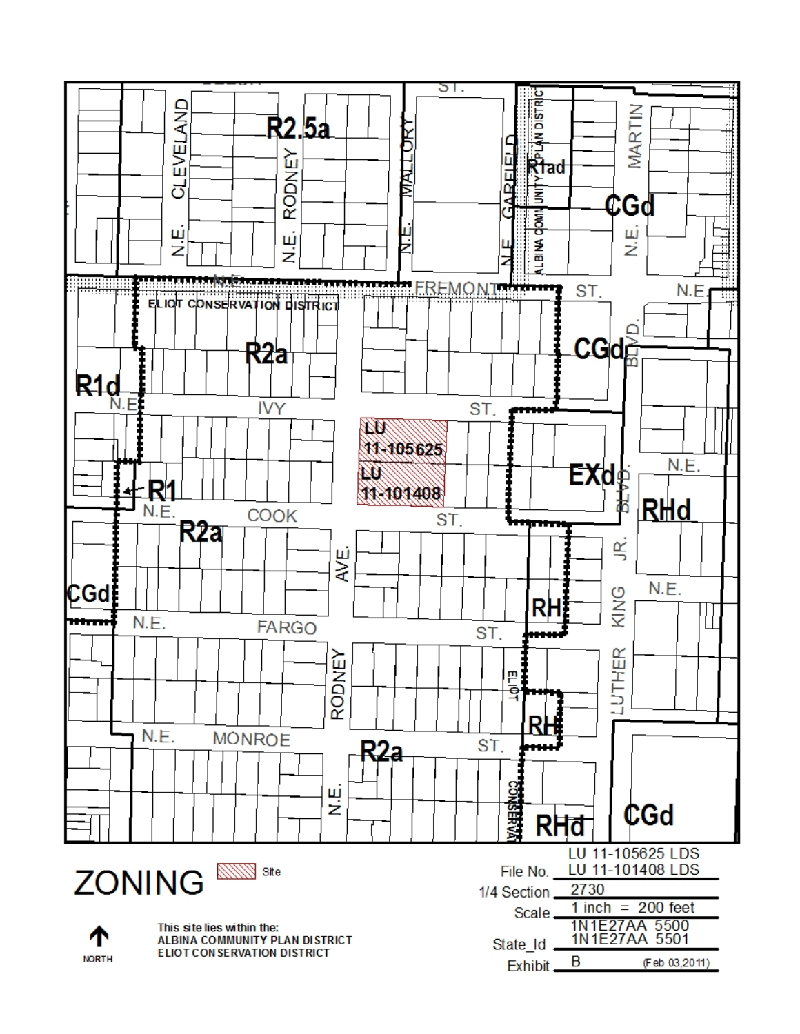# ZONING

Site

NORTH

This site lies within the:
ALBINA COMMUNITY PLAN DISTRICT
ELIOT CONSERVATION DISTRICT

| | |
|---|---|
| File No. | LU 11-105625 LDS<br>LU 11-101408 LDS |
| 1/4 Section | 2730 |
| Scale | 1 inch = 200 feet |
| State_Id | 1N1E27AA 5500<br>1N1E27AA 5501 |
| Exhibit | B (Feb 03,2011) |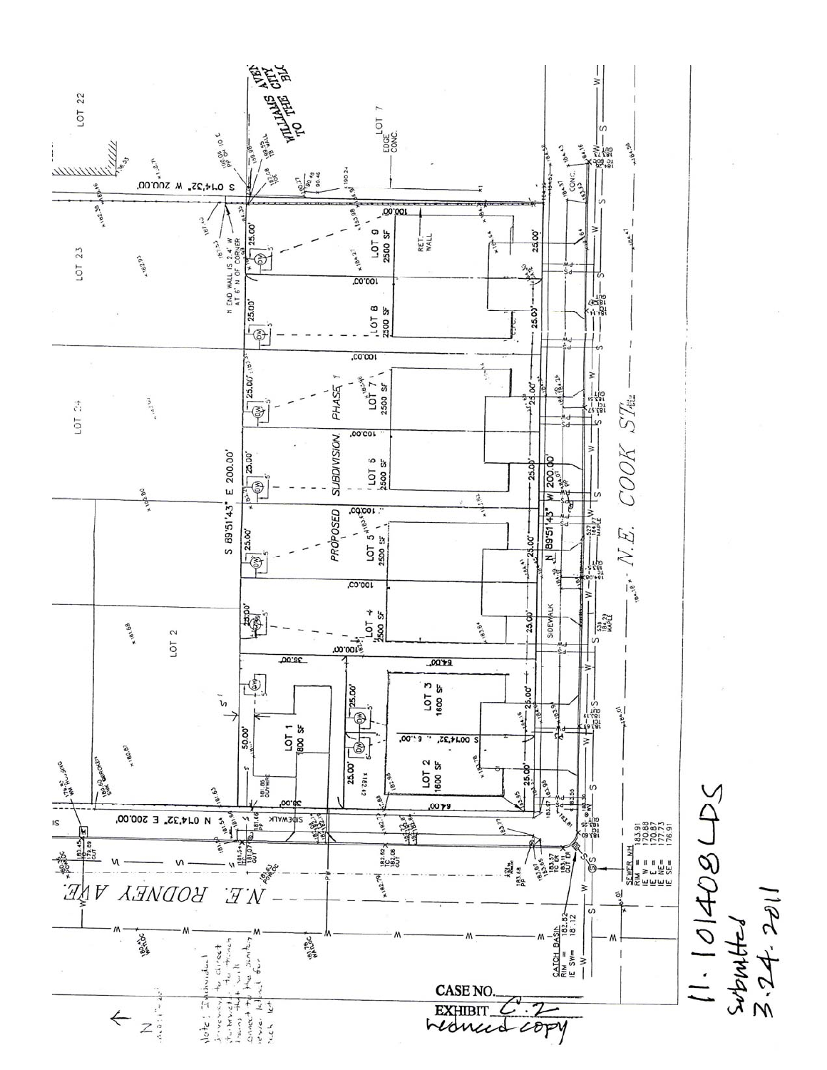N.E. RODNEY AVE.

N.E. COOK ST.

WILLIAMS AVENUE TO THE CITY BLOCK

LOT 22

LOT 23

LOT 24

LOT 2

LOT 7

PROPOSED SUBDIVISION PHASE 1

LOT 1
800 SF

LOT 2
1600 SF

LOT 3
1600 SF

LOT 4
2500 SF

LOT 5
2500 SF

LOT 6
2500 SF

LOT 7
2500 SF

LOT 8
2500 SF

LOT 9
2500 SF

S 89°51'43" E 200.00'

N 89°51'43" W 200.00'

S 0°14'32" W 200.00'

N 0°14'32" E 200.00'

S 0°14'32" W 64.00'

N END WALL IS 2.4' W AT 6' N OF CORNER

RET. WALL

EDGE CONC.

SIDEWALK

SEWER MH
RIM = 183.91
IE W = 170.88
IE E = 170.87
IE NE= 177.73
IE SE= 176.91

CATCH BASIN
RIM = 182.82
IE SW= 18.12

CASE NO.
EXHIBIT C.2
reduced copy

11.101408LDS
submitted
3.24.2011